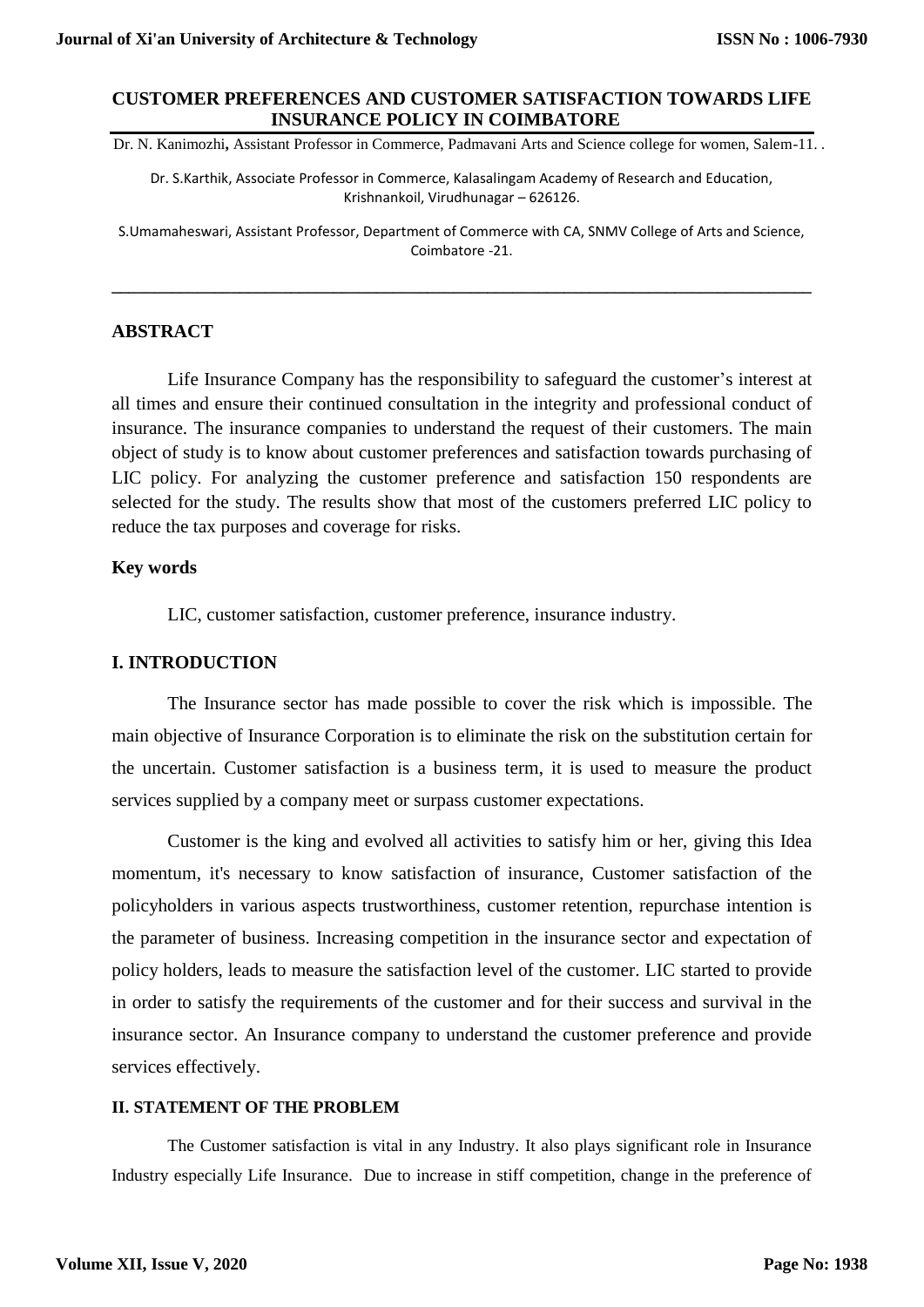# CUSTOMER PREFERENCES AND CUSTOMER SATISFACTION TOWARDS LIFE INSURANCE POLICY IN COIMBATORE

Dr. N. Kanimozhi**,** Assistant Professor in Commerce, Padmavani Arts and Science college for women, Salem-11. .

Dr. S.Karthik, Associate Professor in Commerce, Kalasalingam Academy of Research and Education, Krishnankoil, Virudhunagar – 626126.

S.Umamaheswari, Assistant Professor, Department of Commerce with CA, SNMV College of Arts and Science, Coimbatore -21.

---

## ABSTRACT

Life Insurance Company has the responsibility to safeguard the customer's interest at all times and ensure their continued consultation in the integrity and professional conduct of insurance. The insurance companies to understand the request of their customers. The main object of study is to know about customer preferences and satisfaction towards purchasing of LIC policy. For analyzing the customer preference and satisfaction 150 respondents are selected for the study. The results show that most of the customers preferred LIC policy to reduce the tax purposes and coverage for risks.

## Key words

LIC, customer satisfaction, customer preference, insurance industry.

## I. INTRODUCTION

The Insurance sector has made possible to cover the risk which is impossible. The main objective of Insurance Corporation is to eliminate the risk on the substitution certain for the uncertain. Customer satisfaction is a business term, it is used to measure the product services supplied by a company meet or surpass customer expectations.

Customer is the king and evolved all activities to satisfy him or her, giving this Idea momentum, it's necessary to know satisfaction of insurance, Customer satisfaction of the policyholders in various aspects trustworthiness, customer retention, repurchase intention is the parameter of business. Increasing competition in the insurance sector and expectation of policy holders, leads to measure the satisfaction level of the customer. LIC started to provide in order to satisfy the requirements of the customer and for their success and survival in the insurance sector. An Insurance company to understand the customer preference and provide services effectively.

### II. STATEMENT OF THE PROBLEM

The Customer satisfaction is vital in any Industry. It also plays significant role in Insurance Industry especially Life Insurance. Due to increase in stiff competition, change in the preference of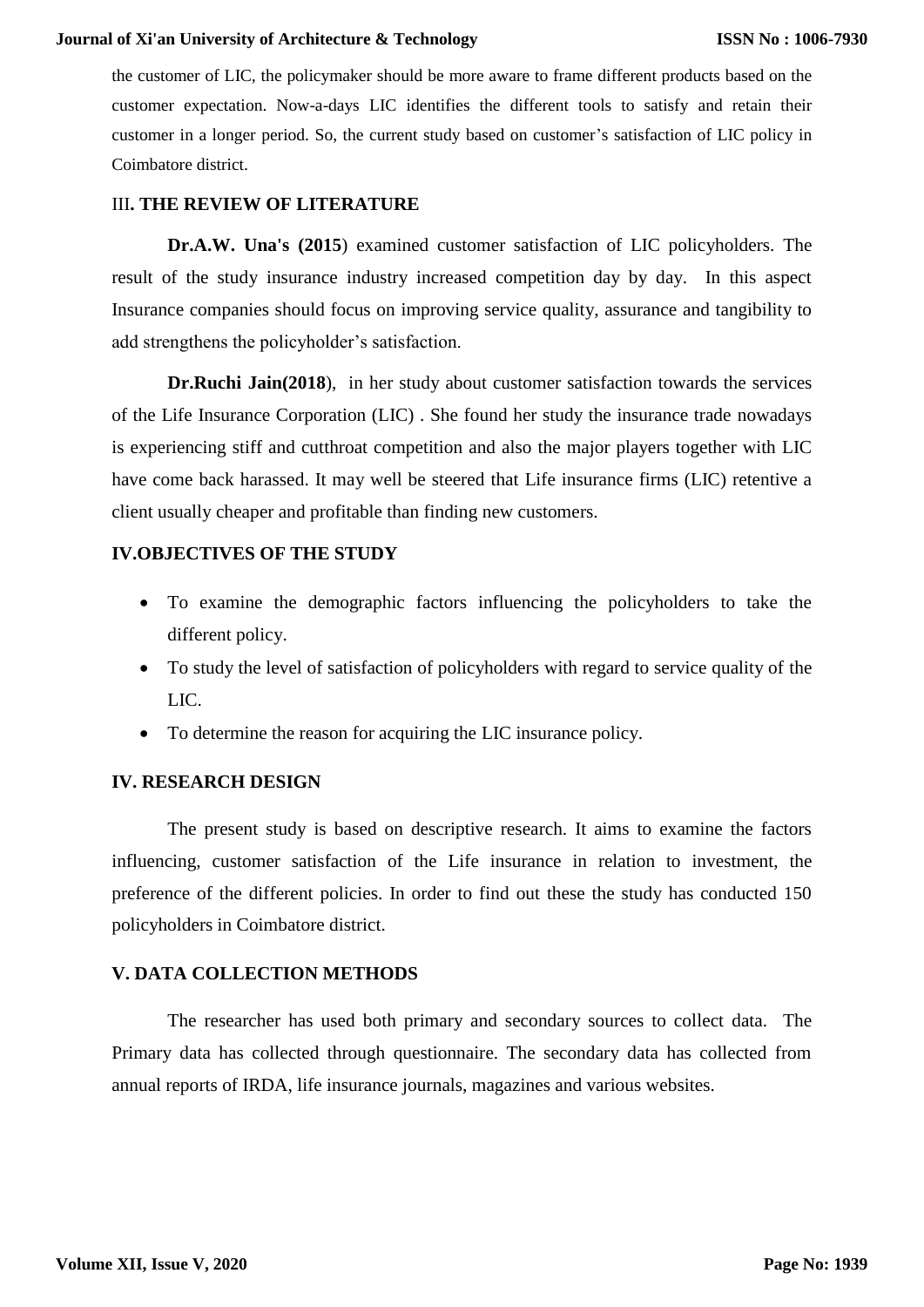the customer of LIC, the policymaker should be more aware to frame different products based on the customer expectation. Now-a-days LIC identifies the different tools to satisfy and retain their customer in a longer period. So, the current study based on customer's satisfaction of LIC policy in Coimbatore district.

## III. THE REVIEW OF LITERATURE

**Dr.A.W. Una's (2015**) examined customer satisfaction of LIC policyholders. The result of the study insurance industry increased competition day by day. In this aspect Insurance companies should focus on improving service quality, assurance and tangibility to add strengthens the policyholder's satisfaction.

**Dr.Ruchi Jain(2018**), in her study about customer satisfaction towards the services of the Life Insurance Corporation (LIC) . She found her study the insurance trade nowadays is experiencing stiff and cutthroat competition and also the major players together with LIC have come back harassed. It may well be steered that Life insurance firms (LIC) retentive a client usually cheaper and profitable than finding new customers.

## IV.OBJECTIVES OF THE STUDY

- To examine the demographic factors influencing the policyholders to take the different policy.
- To study the level of satisfaction of policyholders with regard to service quality of the LIC.
- To determine the reason for acquiring the LIC insurance policy.

## IV. RESEARCH DESIGN

The present study is based on descriptive research. It aims to examine the factors influencing, customer satisfaction of the Life insurance in relation to investment, the preference of the different policies. In order to find out these the study has conducted 150 policyholders in Coimbatore district.

## V. DATA COLLECTION METHODS

The researcher has used both primary and secondary sources to collect data. The Primary data has collected through questionnaire. The secondary data has collected from annual reports of IRDA, life insurance journals, magazines and various websites.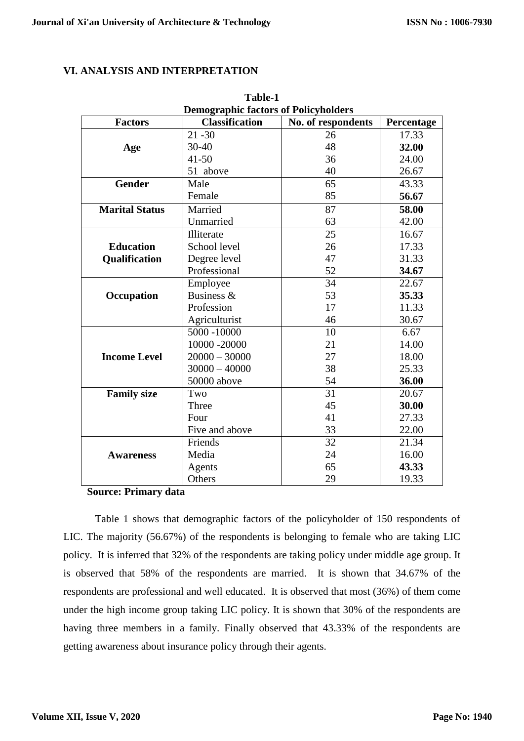## VI. ANALYSIS AND INTERPRETATION

**Table-1**
**Demographic factors of Policyholders**

| Factors | Classification | No. of respondents | Percentage |
|---|---|---|---|
| **Age** | 21 -30 | 26 | 17.33 |
| | 30-40 | 48 | **32.00** |
| | 41-50 | 36 | 24.00 |
| | 51 above | 40 | 26.67 |
| **Gender** | Male | 65 | 43.33 |
| | Female | 85 | **56.67** |
| **Marital Status** | Married | 87 | **58.00** |
| | Unmarried | 63 | 42.00 |
| **Education Qualification** | Illiterate | 25 | 16.67 |
| | School level | 26 | 17.33 |
| | Degree level | 47 | 31.33 |
| | Professional | 52 | **34.67** |
| **Occupation** | Employee | 34 | 22.67 |
| | Business & | 53 | **35.33** |
| | Profession | 17 | 11.33 |
| | Agriculturist | 46 | 30.67 |
| **Income Level** | 5000 -10000 | 10 | 6.67 |
| | 10000 -20000 | 21 | 14.00 |
| | 20000 – 30000 | 27 | 18.00 |
| | 30000 – 40000 | 38 | 25.33 |
| | 50000 above | 54 | **36.00** |
| **Family size** | Two | 31 | 20.67 |
| | Three | 45 | **30.00** |
| | Four | 41 | 27.33 |
| | Five and above | 33 | 22.00 |
| **Awareness** | Friends | 32 | 21.34 |
| | Media | 24 | 16.00 |
| | Agents | 65 | **43.33** |
| | Others | 29 | 19.33 |

**Source: Primary data**

Table 1 shows that demographic factors of the policyholder of 150 respondents of LIC. The majority (56.67%) of the respondents is belonging to female who are taking LIC policy. It is inferred that 32% of the respondents are taking policy under middle age group. It is observed that 58% of the respondents are married. It is shown that 34.67% of the respondents are professional and well educated. It is observed that most (36%) of them come under the high income group taking LIC policy. It is shown that 30% of the respondents are having three members in a family. Finally observed that 43.33% of the respondents are getting awareness about insurance policy through their agents.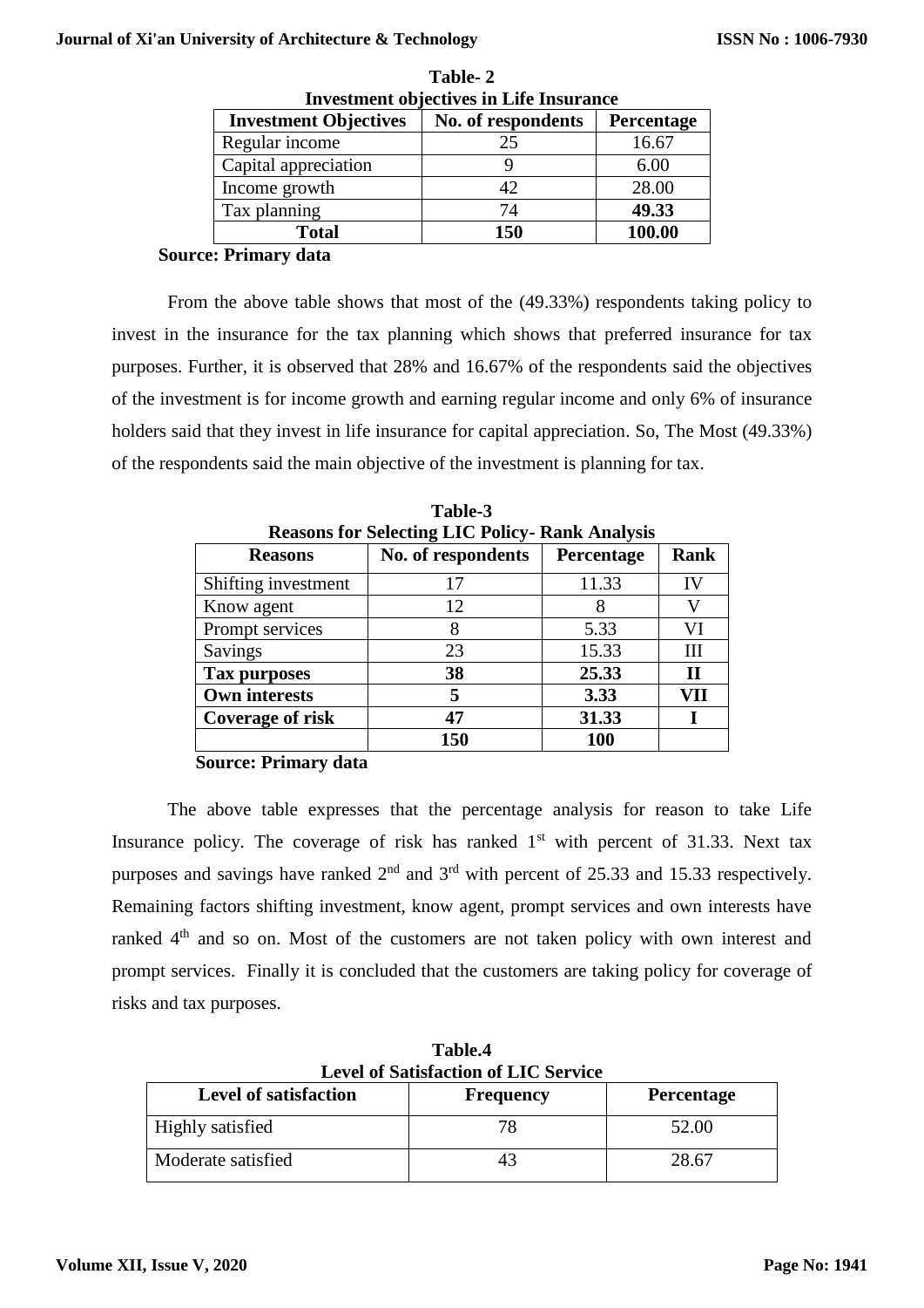**Table- 2**
**Investment objectives in Life Insurance**

| **Investment Objectives** | **No. of respondents** | **Percentage** |
|---|---|---|
| Regular income | 25 | 16.67 |
| Capital appreciation | 9 | 6.00 |
| Income growth | 42 | 28.00 |
| Tax planning | 74 | **49.33** |
| **Total** | **150** | **100.00** |

**Source: Primary data**

From the above table shows that most of the (49.33%) respondents taking policy to invest in the insurance for the tax planning which shows that preferred insurance for tax purposes. Further, it is observed that 28% and 16.67% of the respondents said the objectives of the investment is for income growth and earning regular income and only 6% of insurance holders said that they invest in life insurance for capital appreciation. So, The Most (49.33%) of the respondents said the main objective of the investment is planning for tax.

**Table-3**
**Reasons for Selecting LIC Policy- Rank Analysis**

| **Reasons** | **No. of respondents** | **Percentage** | **Rank** |
|---|---|---|---|
| Shifting investment | 17 | 11.33 | IV |
| Know agent | 12 | 8 | V |
| Prompt services | 8 | 5.33 | VI |
| Savings | 23 | 15.33 | III |
| **Tax purposes** | **38** | **25.33** | **II** |
| **Own interests** | **5** | **3.33** | **VII** |
| **Coverage of risk** | **47** | **31.33** | **I** |
| | **150** | **100** | |

**Source: Primary data**

The above table expresses that the percentage analysis for reason to take Life Insurance policy. The coverage of risk has ranked 1st with percent of 31.33. Next tax purposes and savings have ranked 2nd and 3rd with percent of 25.33 and 15.33 respectively. Remaining factors shifting investment, know agent, prompt services and own interests have ranked 4th and so on. Most of the customers are not taken policy with own interest and prompt services. Finally it is concluded that the customers are taking policy for coverage of risks and tax purposes.

**Table.4**
**Level of Satisfaction of LIC Service**

| **Level of satisfaction** | **Frequency** | **Percentage** |
|---|---|---|
| Highly satisfied | 78 | 52.00 |
| Moderate satisfied | 43 | 28.67 |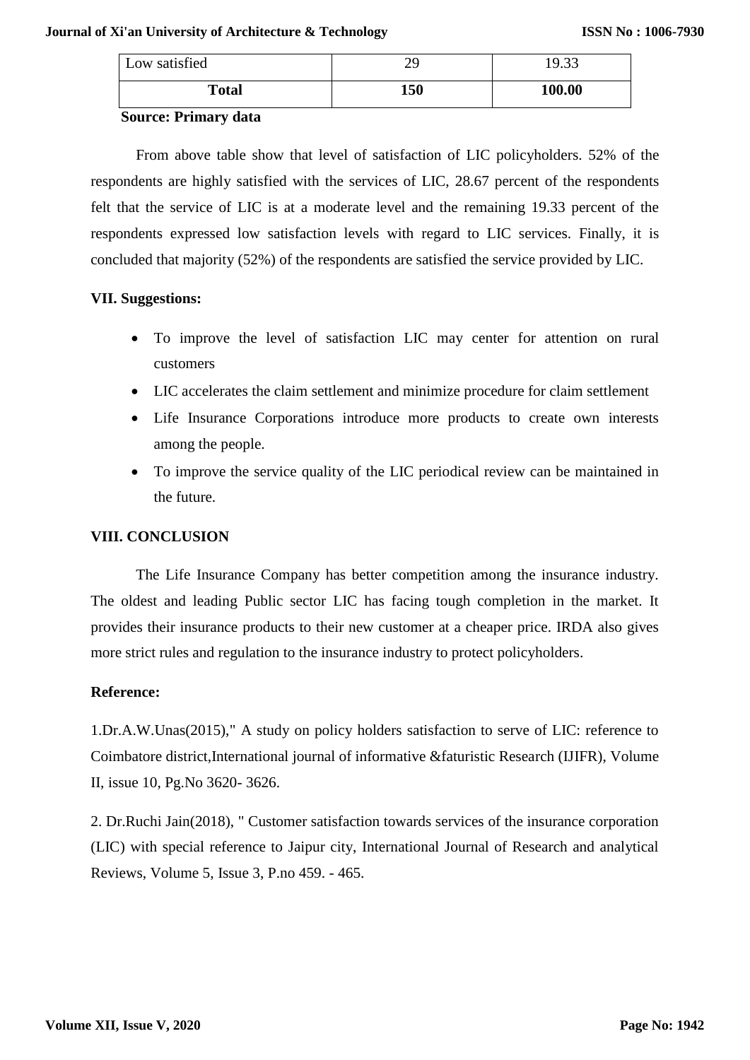| | | |
|---|---|---|
| Low satisfied | 29 | 19.33 |
| **Total** | **150** | **100.00** |

**Source: Primary data**

From above table show that level of satisfaction of LIC policyholders. 52% of the respondents are highly satisfied with the services of LIC, 28.67 percent of the respondents felt that the service of LIC is at a moderate level and the remaining 19.33 percent of the respondents expressed low satisfaction levels with regard to LIC services. Finally, it is concluded that majority (52%) of the respondents are satisfied the service provided by LIC.

## VII. Suggestions:

- To improve the level of satisfaction LIC may center for attention on rural customers
- LIC accelerates the claim settlement and minimize procedure for claim settlement
- Life Insurance Corporations introduce more products to create own interests among the people.
- To improve the service quality of the LIC periodical review can be maintained in the future.

## VIII. CONCLUSION

The Life Insurance Company has better competition among the insurance industry. The oldest and leading Public sector LIC has facing tough completion in the market. It provides their insurance products to their new customer at a cheaper price. IRDA also gives more strict rules and regulation to the insurance industry to protect policyholders.

## Reference:

1.Dr.A.W.Unas(2015)," A study on policy holders satisfaction to serve of LIC: reference to Coimbatore district,International journal of informative &faturistic Research (IJIFR), Volume II, issue 10, Pg.No 3620- 3626.

2. Dr.Ruchi Jain(2018), " Customer satisfaction towards services of the insurance corporation (LIC) with special reference to Jaipur city, International Journal of Research and analytical Reviews, Volume 5, Issue 3, P.no 459. - 465.